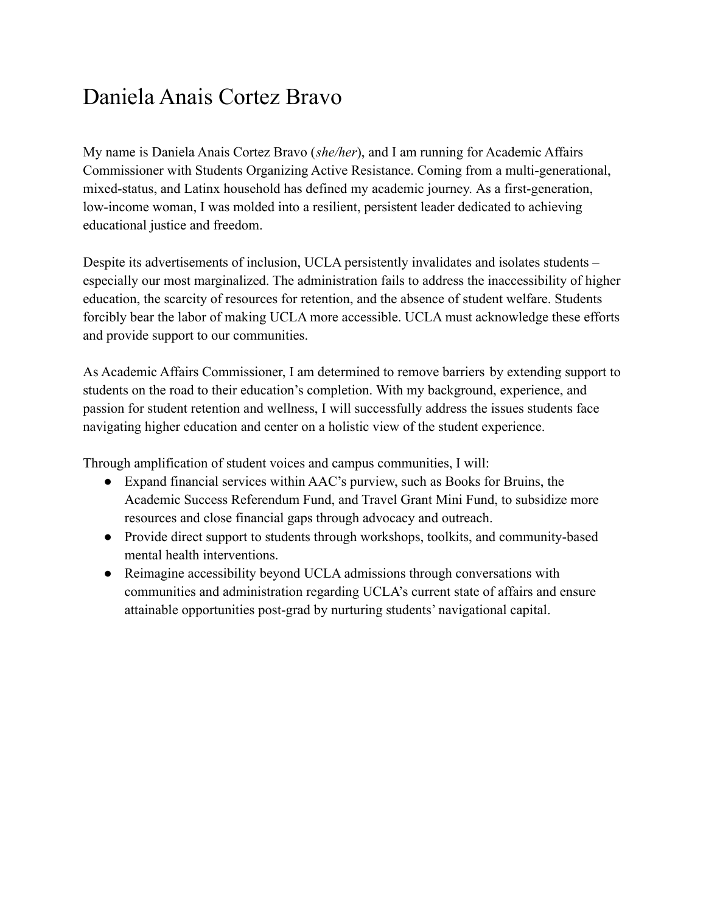# Daniela Anais Cortez Bravo

My name is Daniela Anais Cortez Bravo (*she/her*), and I am running for Academic Affairs Commissioner with Students Organizing Active Resistance. Coming from a multi-generational, mixed-status, and Latinx household has defined my academic journey. As a first-generation, low-income woman, I was molded into a resilient, persistent leader dedicated to achieving educational justice and freedom.

Despite its advertisements of inclusion, UCLA persistently invalidates and isolates students – especially our most marginalized. The administration fails to address the inaccessibility of higher education, the scarcity of resources for retention, and the absence of student welfare. Students forcibly bear the labor of making UCLA more accessible. UCLA must acknowledge these efforts and provide support to our communities.

As Academic Affairs Commissioner, I am determined to remove barriers by extending support to students on the road to their education's completion. With my background, experience, and passion for student retention and wellness, I will successfully address the issues students face navigating higher education and center on a holistic view of the student experience.

Through amplification of student voices and campus communities, I will:

- Expand financial services within AAC's purview, such as Books for Bruins, the Academic Success Referendum Fund, and Travel Grant Mini Fund, to subsidize more resources and close financial gaps through advocacy and outreach.
- Provide direct support to students through workshops, toolkits, and community-based mental health interventions.
- Reimagine accessibility beyond UCLA admissions through conversations with communities and administration regarding UCLA's current state of affairs and ensure attainable opportunities post-grad by nurturing students' navigational capital.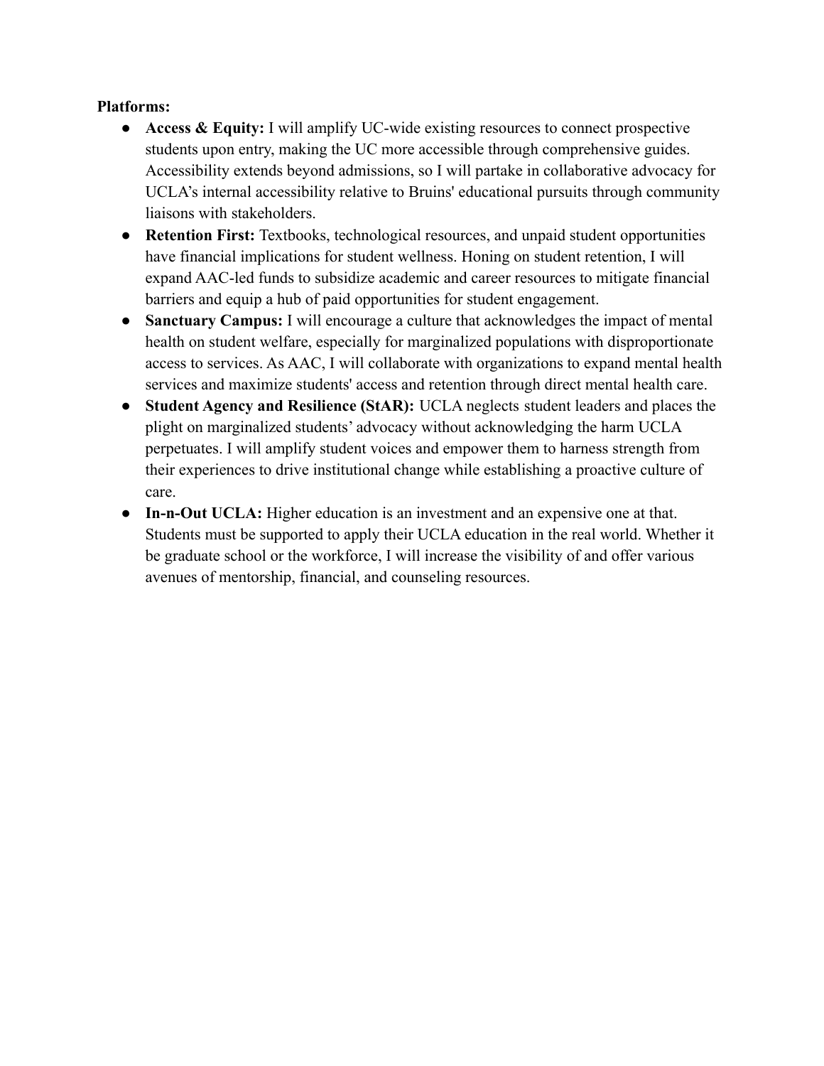**Platforms:**

- **Access & Equity:** I will amplify UC-wide existing resources to connect prospective students upon entry, making the UC more accessible through comprehensive guides. Accessibility extends beyond admissions, so I will partake in collaborative advocacy for UCLA's internal accessibility relative to Bruins' educational pursuits through community liaisons with stakeholders.
- **Retention First:** Textbooks, technological resources, and unpaid student opportunities have financial implications for student wellness. Honing on student retention, I will expand AAC-led funds to subsidize academic and career resources to mitigate financial barriers and equip a hub of paid opportunities for student engagement.
- **Sanctuary Campus:** I will encourage a culture that acknowledges the impact of mental health on student welfare, especially for marginalized populations with disproportionate access to services. As AAC, I will collaborate with organizations to expand mental health services and maximize students' access and retention through direct mental health care.
- **Student Agency and Resilience (StAR):** UCLA neglects student leaders and places the plight on marginalized students' advocacy without acknowledging the harm UCLA perpetuates. I will amplify student voices and empower them to harness strength from their experiences to drive institutional change while establishing a proactive culture of care.
- **In-n-Out UCLA:** Higher education is an investment and an expensive one at that. Students must be supported to apply their UCLA education in the real world. Whether it be graduate school or the workforce, I will increase the visibility of and offer various avenues of mentorship, financial, and counseling resources.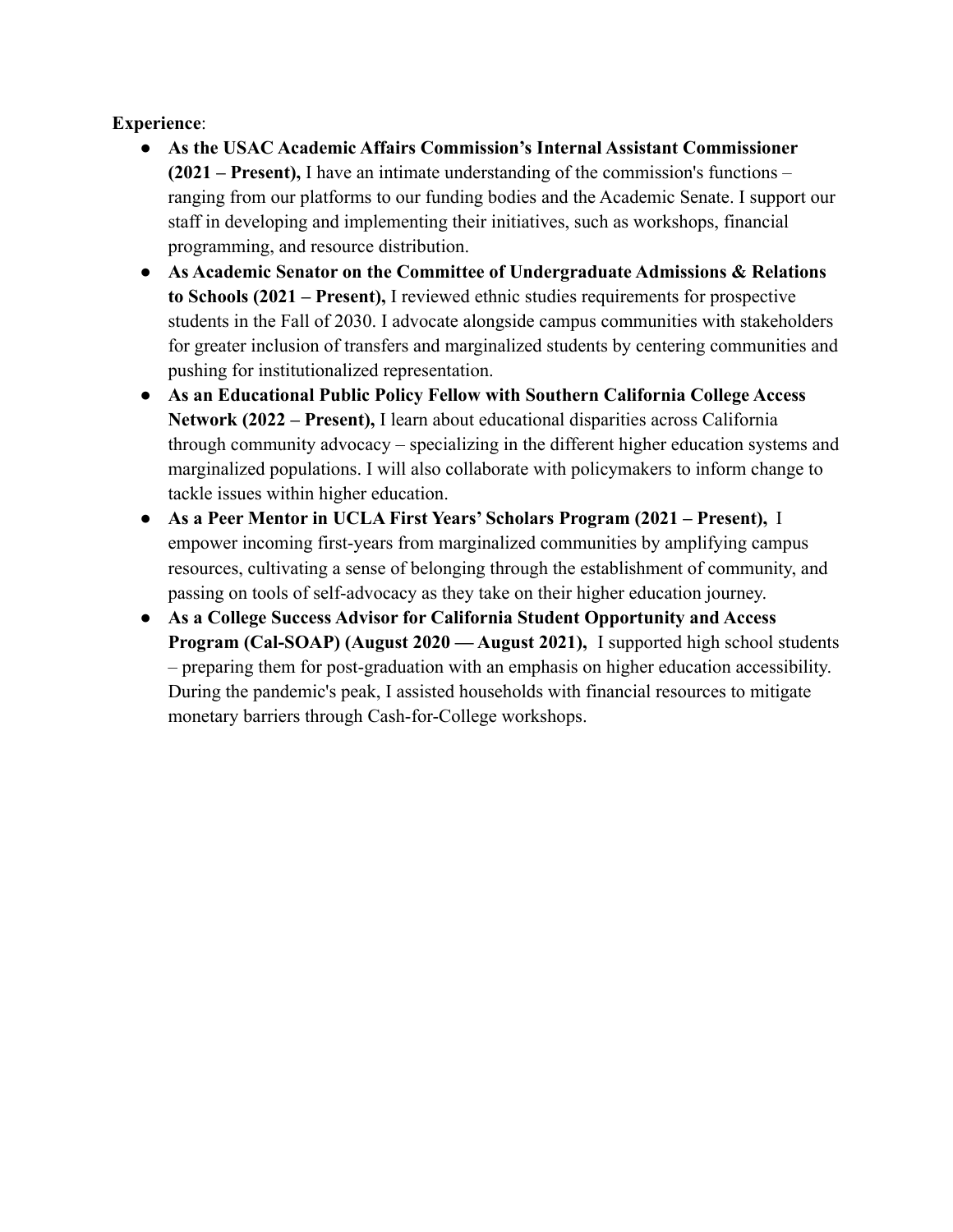**Experience**:

- **As the USAC Academic Affairs Commission's Internal Assistant Commissioner (2021 – Present),** I have an intimate understanding of the commission's functions – ranging from our platforms to our funding bodies and the Academic Senate. I support our staff in developing and implementing their initiatives, such as workshops, financial programming, and resource distribution.
- **As Academic Senator on the Committee of Undergraduate Admissions & Relations to Schools (2021 – Present),** I reviewed ethnic studies requirements for prospective students in the Fall of 2030. I advocate alongside campus communities with stakeholders for greater inclusion of transfers and marginalized students by centering communities and pushing for institutionalized representation.
- **As an Educational Public Policy Fellow with Southern California College Access Network (2022 – Present),** I learn about educational disparities across California through community advocacy – specializing in the different higher education systems and marginalized populations. I will also collaborate with policymakers to inform change to tackle issues within higher education.
- **As a Peer Mentor in UCLA First Years' Scholars Program (2021 – Present),** I empower incoming first-years from marginalized communities by amplifying campus resources, cultivating a sense of belonging through the establishment of community, and passing on tools of self-advocacy as they take on their higher education journey.
- **As a College Success Advisor for California Student Opportunity and Access Program (Cal-SOAP) (August 2020 — August 2021),** I supported high school students – preparing them for post-graduation with an emphasis on higher education accessibility. During the pandemic's peak, I assisted households with financial resources to mitigate monetary barriers through Cash-for-College workshops.